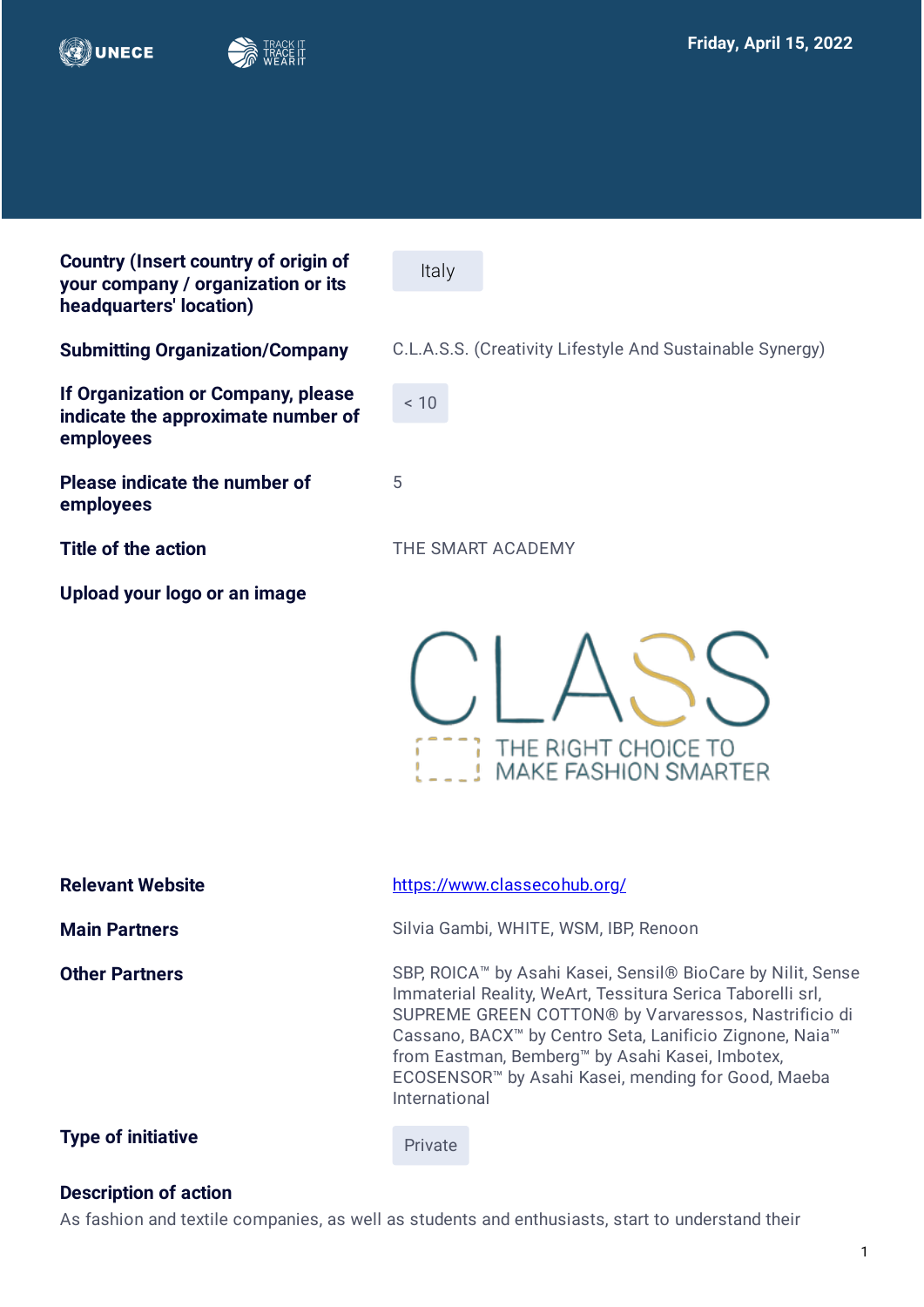Friday, April 15, 2022

| | |
|---|---|
| **Country (Insert country of origin of your company / organization or its headquarters' location)** | Italy |
| **Submitting Organization/Company** | C.L.A.S.S. (Creativity Lifestyle And Sustainable Synergy) |
| **If Organization or Company, please indicate the approximate number of employees** | < 10 |
| **Please indicate the number of employees** | 5 |
| **Title of the action** | THE SMART ACADEMY |
| **Upload your logo or an image** | CLASS – THE RIGHT CHOICE TO MAKE FASHION SMARTER |
| **Relevant Website** | [https://www.classecohub.org/](https://www.classecohub.org/) |
| **Main Partners** | Silvia Gambi, WHITE, WSM, IBP, Renoon |
| **Other Partners** | SBP, ROICA™ by Asahi Kasei, Sensil® BioCare by Nilit, Sense Immaterial Reality, WeArt, Tessitura Serica Taborelli srl, SUPREME GREEN COTTON® by Varvaressos, Nastrificio di Cassano, BACX™ by Centro Seta, Lanificio Zignone, Naia™ from Eastman, Bemberg™ by Asahi Kasei, Imbotex, ECOSENSOR™ by Asahi Kasei, mending for Good, Maeba International |
| **Type of initiative** | Private |

**Description of action**

As fashion and textile companies, as well as students and enthusiasts, start to understand their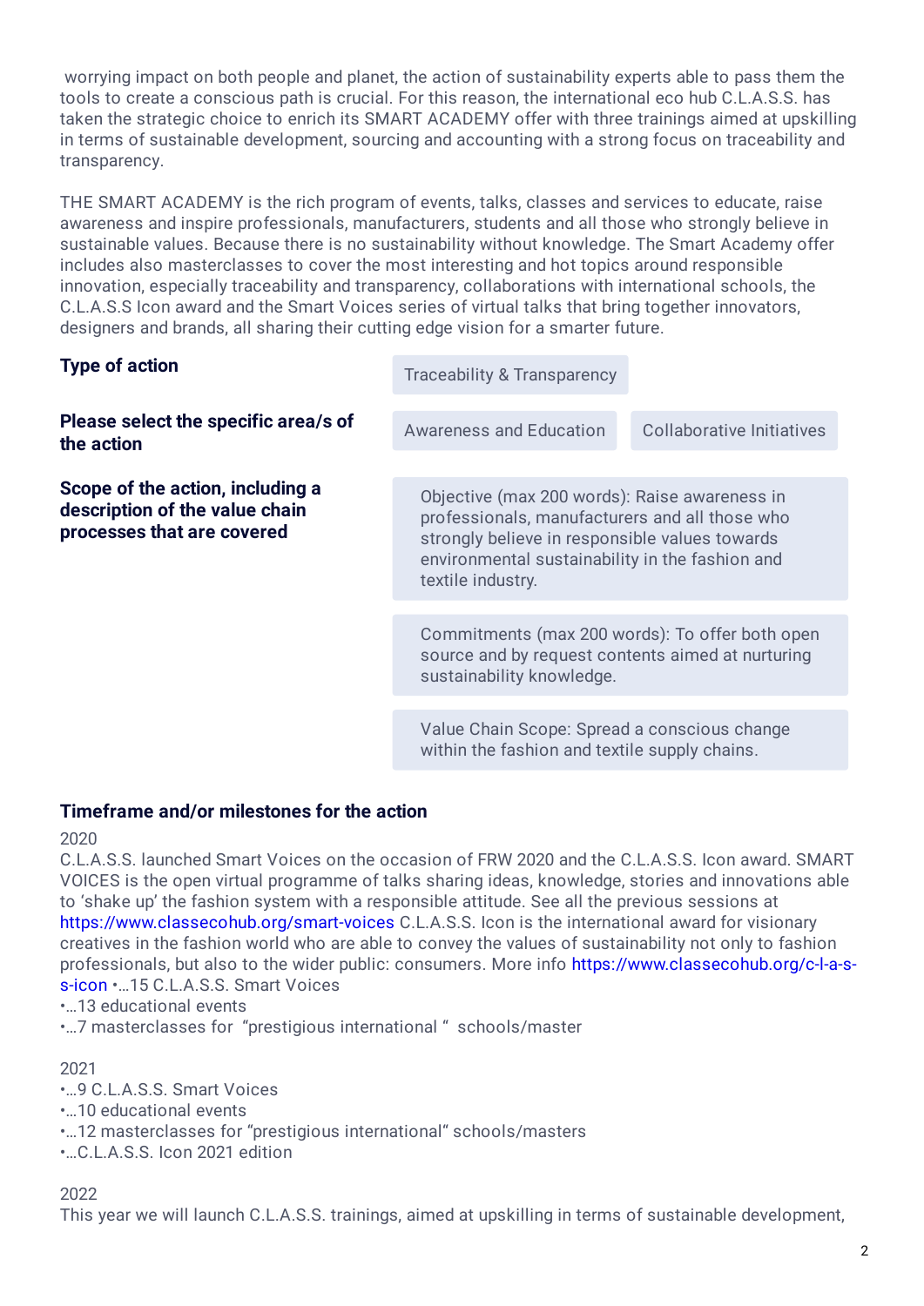worrying impact on both people and planet, the action of sustainability experts able to pass them the tools to create a conscious path is crucial. For this reason, the international eco hub C.L.A.S.S. has taken the strategic choice to enrich its SMART ACADEMY offer with three trainings aimed at upskilling in terms of sustainable development, sourcing and accounting with a strong focus on traceability and transparency.

THE SMART ACADEMY is the rich program of events, talks, classes and services to educate, raise awareness and inspire professionals, manufacturers, students and all those who strongly believe in sustainable values. Because there is no sustainability without knowledge. The Smart Academy offer includes also masterclasses to cover the most interesting and hot topics around responsible innovation, especially traceability and transparency, collaborations with international schools, the C.L.A.S.S Icon award and the Smart Voices series of virtual talks that bring together innovators, designers and brands, all sharing their cutting edge vision for a smarter future.

**Type of action**

Traceability & Transparency

**Please select the specific area/s of the action**

Awareness and Education

Collaborative Initiatives

**Scope of the action, including a description of the value chain processes that are covered**

Objective (max 200 words): Raise awareness in professionals, manufacturers and all those who strongly believe in responsible values towards environmental sustainability in the fashion and textile industry.

Commitments (max 200 words): To offer both open source and by request contents aimed at nurturing sustainability knowledge.

Value Chain Scope: Spread a conscious change within the fashion and textile supply chains.

**Timeframe and/or milestones for the action**

2020

C.L.A.S.S. launched Smart Voices on the occasion of FRW 2020 and the C.L.A.S.S. Icon award. SMART VOICES is the open virtual programme of talks sharing ideas, knowledge, stories and innovations able to 'shake up' the fashion system with a responsible attitude. See all the previous sessions at https://www.classecohub.org/smart-voices C.L.A.S.S. Icon is the international award for visionary creatives in the fashion world who are able to convey the values of sustainability not only to fashion professionals, but also to the wider public: consumers. More info https://www.classecohub.org/c-l-a-s-s-icon •...15 C.L.A.S.S. Smart Voices
•...13 educational events
•...7 masterclasses for "prestigious international " schools/master

2021

•...9 C.L.A.S.S. Smart Voices
•...10 educational events
•...12 masterclasses for "prestigious international" schools/masters
•...C.L.A.S.S. Icon 2021 edition

2022

This year we will launch C.L.A.S.S. trainings, aimed at upskilling in terms of sustainable development,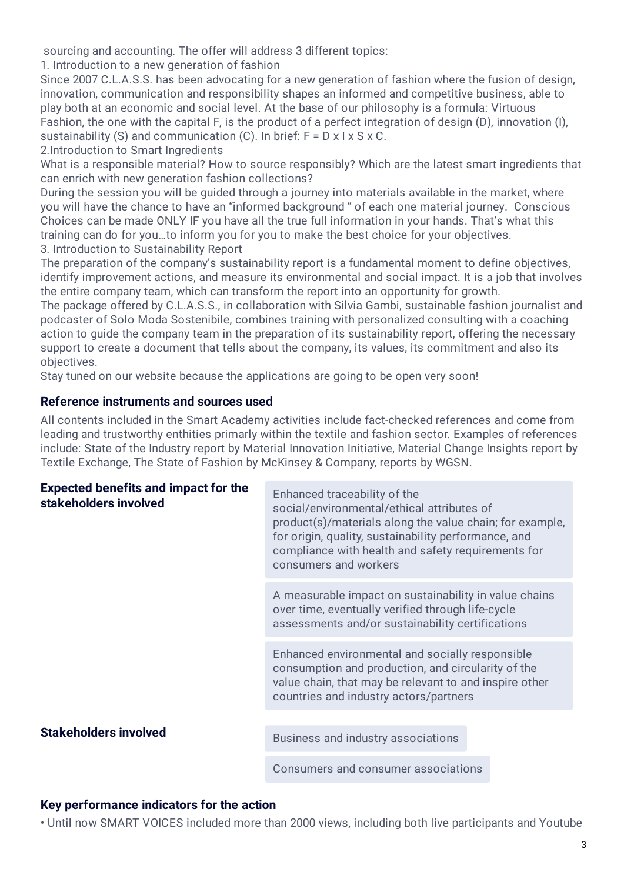sourcing and accounting. The offer will address 3 different topics:

1. Introduction to a new generation of fashion

Since 2007 C.L.A.S.S. has been advocating for a new generation of fashion where the fusion of design, innovation, communication and responsibility shapes an informed and competitive business, able to play both at an economic and social level. At the base of our philosophy is a formula: Virtuous Fashion, the one with the capital F, is the product of a perfect integration of design (D), innovation (I), sustainability (S) and communication (C). In brief: $F = D \times I \times S \times C$.

2.Introduction to Smart Ingredients

What is a responsible material? How to source responsibly? Which are the latest smart ingredients that can enrich with new generation fashion collections?

During the session you will be guided through a journey into materials available in the market, where you will have the chance to have an "informed background " of each one material journey. Conscious Choices can be made ONLY IF you have all the true full information in your hands. That's what this training can do for you…to inform you for you to make the best choice for your objectives.

3. Introduction to Sustainability Report

The preparation of the company's sustainability report is a fundamental moment to define objectives, identify improvement actions, and measure its environmental and social impact. It is a job that involves the entire company team, which can transform the report into an opportunity for growth.

The package offered by C.L.A.S.S., in collaboration with Silvia Gambi, sustainable fashion journalist and podcaster of Solo Moda Sostenibile, combines training with personalized consulting with a coaching action to guide the company team in the preparation of its sustainability report, offering the necessary support to create a document that tells about the company, its values, its commitment and also its objectives.

Stay tuned on our website because the applications are going to be open very soon!

### Reference instruments and sources used

All contents included in the Smart Academy activities include fact-checked references and come from leading and trustworthy enthities primarily within the textile and fashion sector. Examples of references include: State of the Industry report by Material Innovation Initiative, Material Change Insights report by Textile Exchange, The State of Fashion by McKinsey & Company, reports by WGSN.

### Expected benefits and impact for the stakeholders involved

- Enhanced traceability of the social/environmental/ethical attributes of product(s)/materials along the value chain; for example, for origin, quality, sustainability performance, and compliance with health and safety requirements for consumers and workers
- A measurable impact on sustainability in value chains over time, eventually verified through life-cycle assessments and/or sustainability certifications
- Enhanced environmental and socially responsible consumption and production, and circularity of the value chain, that may be relevant to and inspire other countries and industry actors/partners

### Stakeholders involved

- Business and industry associations
- Consumers and consumer associations

### Key performance indicators for the action

• Until now SMART VOICES included more than 2000 views, including both live participants and Youtube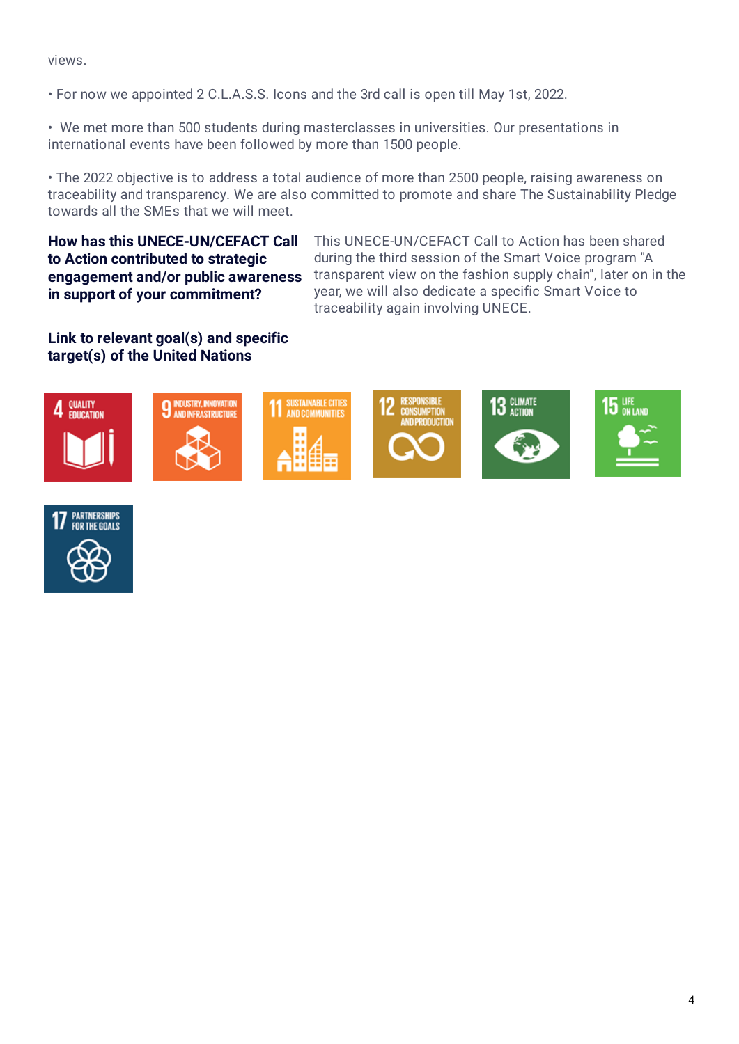views.

• For now we appointed 2 C.L.A.S.S. Icons and the 3rd call is open till May 1st, 2022.

• We met more than 500 students during masterclasses in universities. Our presentations in international events have been followed by more than 1500 people.

• The 2022 objective is to address a total audience of more than 2500 people, raising awareness on traceability and transparency. We are also committed to promote and share The Sustainability Pledge towards all the SMEs that we will meet.

**How has this UNECE-UN/CEFACT Call to Action contributed to strategic engagement and/or public awareness in support of your commitment?**

This UNECE-UN/CEFACT Call to Action has been shared during the third session of the Smart Voice program "A transparent view on the fashion supply chain", later on in the year, we will also dedicate a specific Smart Voice to traceability again involving UNECE.

**Link to relevant goal(s) and specific target(s) of the United Nations**

4 QUALITY EDUCATION

9 INDUSTRY, INNOVATION AND INFRASTRUCTURE

11 SUSTAINABLE CITIES AND COMMUNITIES

12 RESPONSIBLE CONSUMPTION AND PRODUCTION

13 CLIMATE ACTION

15 LIFE ON LAND

17 PARTNERSHIPS FOR THE GOALS